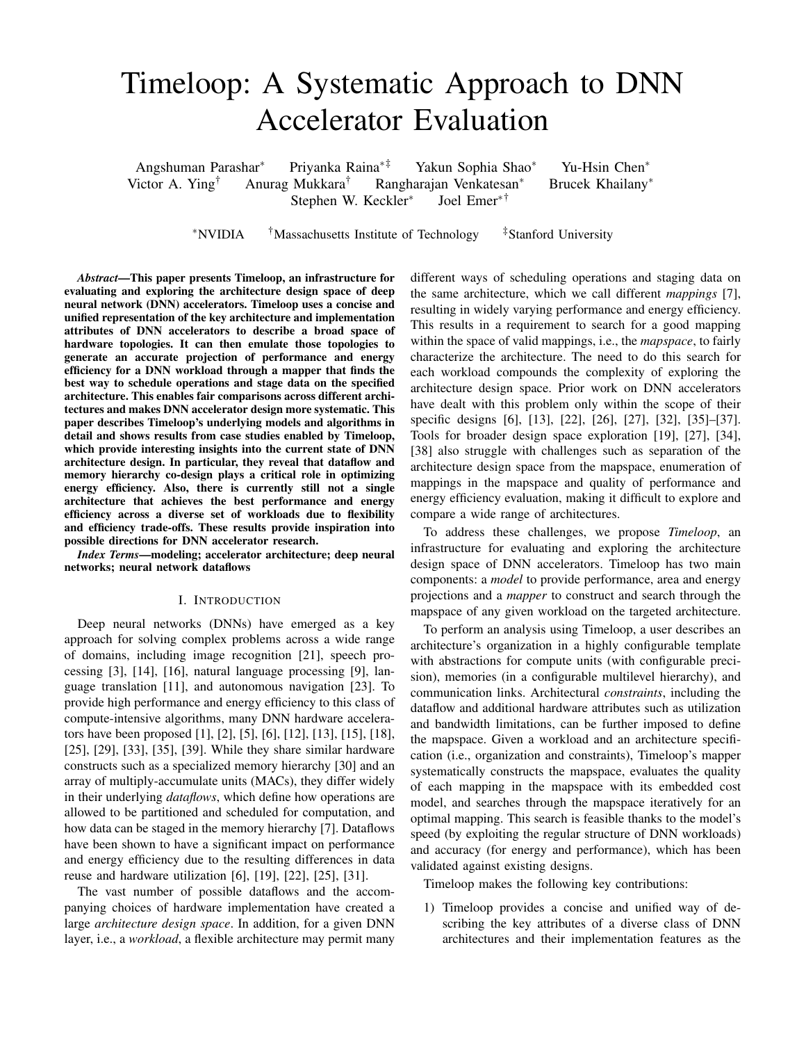# Timeloop: A Systematic Approach to DNN Accelerator Evaluation

Angshuman Parashar[*] Priyanka Raina[*‡] Yakun Sophia Shao[*] Yu-Hsin Chen[*]
Victor A. Ying[†] Anurag Mukkara[†] Rangharajan Venkatesan[*] Brucek Khailany[*]
Stephen W. Keckler[*] Joel Emer[*†]

[*]NVIDIA [†]Massachusetts Institute of Technology [‡]Stanford University

***Abstract*—This paper presents Timeloop, an infrastructure for evaluating and exploring the architecture design space of deep neural network (DNN) accelerators. Timeloop uses a concise and unified representation of the key architecture and implementation attributes of DNN accelerators to describe a broad space of hardware topologies. It can then emulate those topologies to generate an accurate projection of performance and energy efficiency for a DNN workload through a mapper that finds the best way to schedule operations and stage data on the specified architecture. This enables fair comparisons across different architectures and makes DNN accelerator design more systematic. This paper describes Timeloop's underlying models and algorithms in detail and shows results from case studies enabled by Timeloop, which provide interesting insights into the current state of DNN architecture design. In particular, they reveal that dataflow and memory hierarchy co-design plays a critical role in optimizing energy efficiency. Also, there is currently still not a single architecture that achieves the best performance and energy efficiency across a diverse set of workloads due to flexibility and efficiency trade-offs. These results provide inspiration into possible directions for DNN accelerator research.**

***Index Terms*—modeling; accelerator architecture; deep neural networks; neural network dataflows**

## I. Introduction

Deep neural networks (DNNs) have emerged as a key approach for solving complex problems across a wide range of domains, including image recognition [21], speech processing [3], [14], [16], natural language processing [9], language translation [11], and autonomous navigation [23]. To provide high performance and energy efficiency to this class of compute-intensive algorithms, many DNN hardware accelerators have been proposed [1], [2], [5], [6], [12], [13], [15], [18], [25], [29], [33], [35], [39]. While they share similar hardware constructs such as a specialized memory hierarchy [30] and an array of multiply-accumulate units (MACs), they differ widely in their underlying *dataflows*, which define how operations are allowed to be partitioned and scheduled for computation, and how data can be staged in the memory hierarchy [7]. Dataflows have been shown to have a significant impact on performance and energy efficiency due to the resulting differences in data reuse and hardware utilization [6], [19], [22], [25], [31].

The vast number of possible dataflows and the accompanying choices of hardware implementation have created a large *architecture design space*. In addition, for a given DNN layer, i.e., a *workload*, a flexible architecture may permit many different ways of scheduling operations and staging data on the same architecture, which we call different *mappings* [7], resulting in widely varying performance and energy efficiency. This results in a requirement to search for a good mapping within the space of valid mappings, i.e., the *mapspace*, to fairly characterize the architecture. The need to do this search for each workload compounds the complexity of exploring the architecture design space. Prior work on DNN accelerators have dealt with this problem only within the scope of their specific designs [6], [13], [22], [26], [27], [32], [35]–[37]. Tools for broader design space exploration [19], [27], [34], [38] also struggle with challenges such as separation of the architecture design space from the mapspace, enumeration of mappings in the mapspace and quality of performance and energy efficiency evaluation, making it difficult to explore and compare a wide range of architectures.

To address these challenges, we propose *Timeloop*, an infrastructure for evaluating and exploring the architecture design space of DNN accelerators. Timeloop has two main components: a *model* to provide performance, area and energy projections and a *mapper* to construct and search through the mapspace of any given workload on the targeted architecture.

To perform an analysis using Timeloop, a user describes an architecture's organization in a highly configurable template with abstractions for compute units (with configurable precision), memories (in a configurable multilevel hierarchy), and communication links. Architectural *constraints*, including the dataflow and additional hardware attributes such as utilization and bandwidth limitations, can be further imposed to define the mapspace. Given a workload and an architecture specification (i.e., organization and constraints), Timeloop's mapper systematically constructs the mapspace, evaluates the quality of each mapping in the mapspace with its embedded cost model, and searches through the mapspace iteratively for an optimal mapping. This search is feasible thanks to the model's speed (by exploiting the regular structure of DNN workloads) and accuracy (for energy and performance), which has been validated against existing designs.

Timeloop makes the following key contributions:

1) Timeloop provides a concise and unified way of describing the key attributes of a diverse class of DNN architectures and their implementation features as the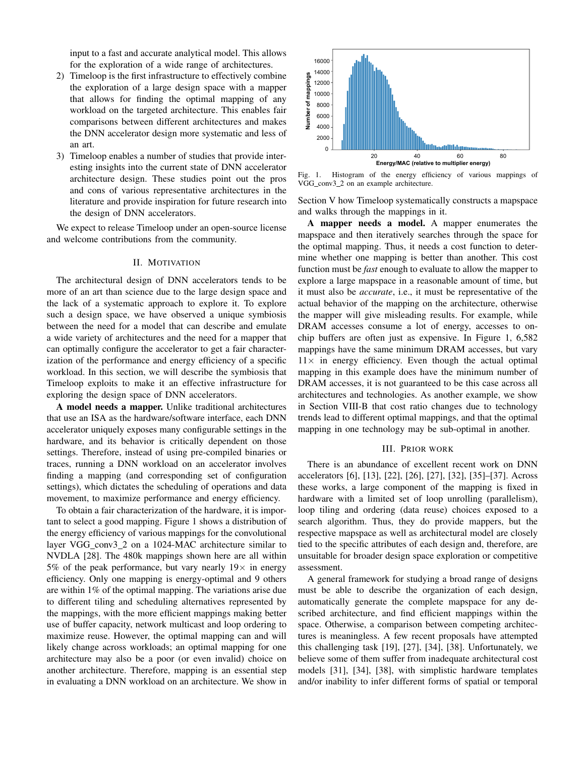input to a fast and accurate analytical model. This allows for the exploration of a wide range of architectures.

2) Timeloop is the first infrastructure to effectively combine the exploration of a large design space with a mapper that allows for finding the optimal mapping of any workload on the targeted architecture. This enables fair comparisons between different architectures and makes the DNN accelerator design more systematic and less of an art.
3) Timeloop enables a number of studies that provide interesting insights into the current state of DNN accelerator architecture design. These studies point out the pros and cons of various representative architectures in the literature and provide inspiration for future research into the design of DNN accelerators.

We expect to release Timeloop under an open-source license and welcome contributions from the community.

## II. Motivation

The architectural design of DNN accelerators tends to be more of an art than science due to the large design space and the lack of a systematic approach to explore it. To explore such a design space, we have observed a unique symbiosis between the need for a model that can describe and emulate a wide variety of architectures and the need for a mapper that can optimally configure the accelerator to get a fair characterization of the performance and energy efficiency of a specific workload. In this section, we will describe the symbiosis that Timeloop exploits to make it an effective infrastructure for exploring the design space of DNN accelerators.

**A model needs a mapper.** Unlike traditional architectures that use an ISA as the hardware/software interface, each DNN accelerator uniquely exposes many configurable settings in the hardware, and its behavior is critically dependent on those settings. Therefore, instead of using pre-compiled binaries or traces, running a DNN workload on an accelerator involves finding a mapping (and corresponding set of configuration settings), which dictates the scheduling of operations and data movement, to maximize performance and energy efficiency.

To obtain a fair characterization of the hardware, it is important to select a good mapping. Figure 1 shows a distribution of the energy efficiency of various mappings for the convolutional layer VGG_conv3_2 on a 1024-MAC architecture similar to NVDLA [28]. The 480k mappings shown here are all within 5% of the peak performance, but vary nearly 19× in energy efficiency. Only one mapping is energy-optimal and 9 others are within 1% of the optimal mapping. The variations arise due to different tiling and scheduling alternatives represented by the mappings, with the more efficient mappings making better use of buffer capacity, network multicast and loop ordering to maximize reuse. However, the optimal mapping can and will likely change across workloads; an optimal mapping for one architecture may also be a poor (or even invalid) choice on another architecture. Therefore, mapping is an essential step in evaluating a DNN workload on an architecture. We show in Section V how Timeloop systematically constructs a mapspace and walks through the mappings in it.

Fig. 1. Histogram of the energy efficiency of various mappings of VGG_conv3_2 on an example architecture.

**A mapper needs a model.** A mapper enumerates the mapspace and then iteratively searches through the space for the optimal mapping. Thus, it needs a cost function to determine whether one mapping is better than another. This cost function must be *fast* enough to evaluate to allow the mapper to explore a large mapspace in a reasonable amount of time, but it must also be *accurate*, i.e., it must be representative of the actual behavior of the mapping on the architecture, otherwise the mapper will give misleading results. For example, while DRAM accesses consume a lot of energy, accesses to on-chip buffers are often just as expensive. In Figure 1, 6,582 mappings have the same minimum DRAM accesses, but vary 11× in energy efficiency. Even though the actual optimal mapping in this example does have the minimum number of DRAM accesses, it is not guaranteed to be this case across all architectures and technologies. As another example, we show in Section VIII-B that cost ratio changes due to technology trends lead to different optimal mappings, and that the optimal mapping in one technology may be sub-optimal in another.

## III. Prior work

There is an abundance of excellent recent work on DNN accelerators [6], [13], [22], [26], [27], [32], [35]–[37]. Across these works, a large component of the mapping is fixed in hardware with a limited set of loop unrolling (parallelism), loop tiling and ordering (data reuse) choices exposed to a search algorithm. Thus, they do provide mappers, but the respective mapspace as well as architectural model are closely tied to the specific attributes of each design and, therefore, are unsuitable for broader design space exploration or competitive assessment.

A general framework for studying a broad range of designs must be able to describe the organization of each design, automatically generate the complete mapspace for any described architecture, and find efficient mappings within the space. Otherwise, a comparison between competing architectures is meaningless. A few recent proposals have attempted this challenging task [19], [27], [34], [38]. Unfortunately, we believe some of them suffer from inadequate architectural cost models [31], [34], [38], with simplistic hardware templates and/or inability to infer different forms of spatial or temporal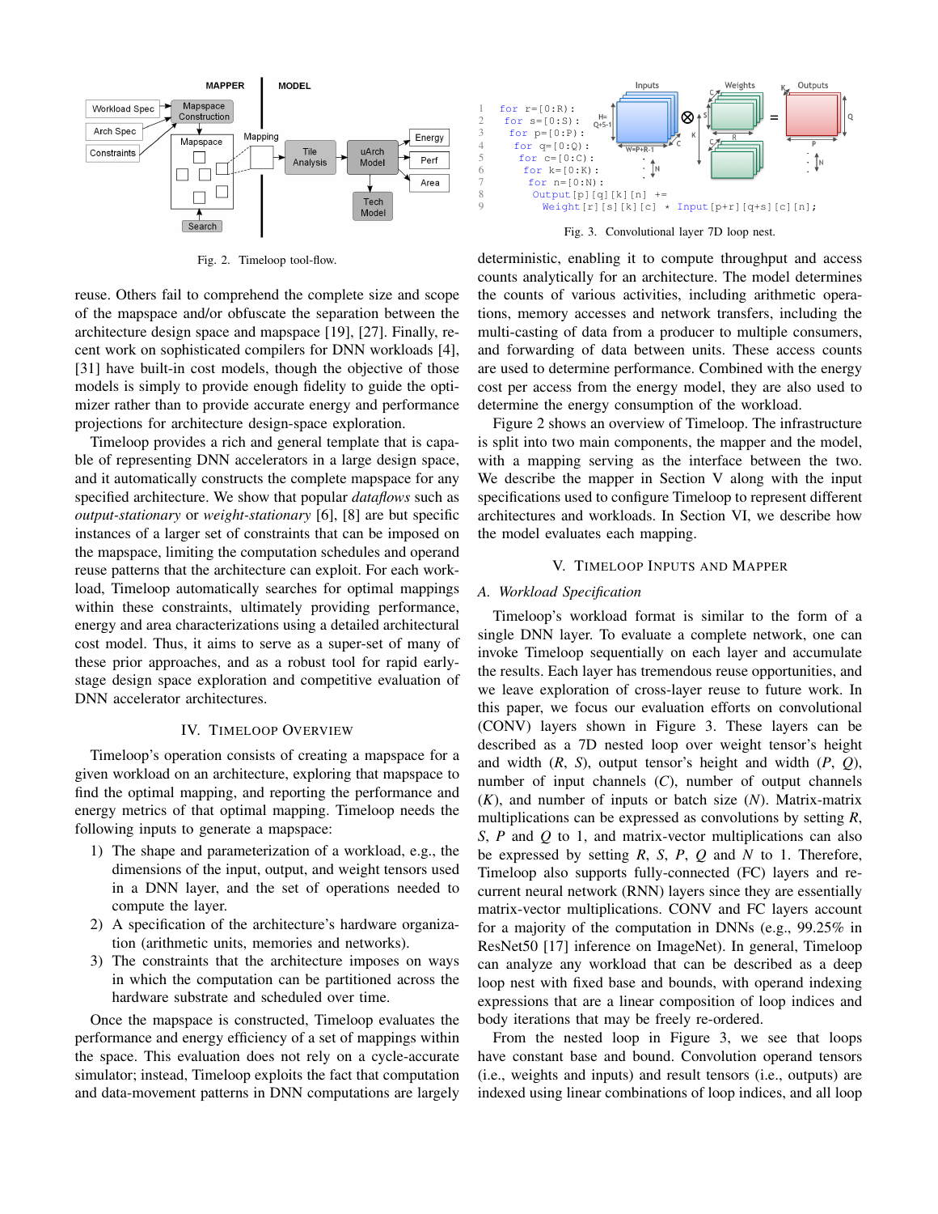Fig. 2. Timeloop tool-flow.

reuse. Others fail to comprehend the complete size and scope of the mapspace and/or obfuscate the separation between the architecture design space and mapspace [19], [27]. Finally, recent work on sophisticated compilers for DNN workloads [4], [31] have built-in cost models, though the objective of those models is simply to provide enough fidelity to guide the optimizer rather than to provide accurate energy and performance projections for architecture design-space exploration.

Timeloop provides a rich and general template that is capable of representing DNN accelerators in a large design space, and it automatically constructs the complete mapspace for any specified architecture. We show that popular *dataflows* such as *output-stationary* or *weight-stationary* [6], [8] are but specific instances of a larger set of constraints that can be imposed on the mapspace, limiting the computation schedules and operand reuse patterns that the architecture can exploit. For each workload, Timeloop automatically searches for optimal mappings within these constraints, ultimately providing performance, energy and area characterizations using a detailed architectural cost model. Thus, it aims to serve as a super-set of many of these prior approaches, and as a robust tool for rapid early-stage design space exploration and competitive evaluation of DNN accelerator architectures.

## IV. Timeloop Overview

Timeloop's operation consists of creating a mapspace for a given workload on an architecture, exploring that mapspace to find the optimal mapping, and reporting the performance and energy metrics of that optimal mapping. Timeloop needs the following inputs to generate a mapspace:

1) The shape and parameterization of a workload, e.g., the dimensions of the input, output, and weight tensors used in a DNN layer, and the set of operations needed to compute the layer.
2) A specification of the architecture's hardware organization (arithmetic units, memories and networks).
3) The constraints that the architecture imposes on ways in which the computation can be partitioned across the hardware substrate and scheduled over time.

Once the mapspace is constructed, Timeloop evaluates the performance and energy efficiency of a set of mappings within the space. This evaluation does not rely on a cycle-accurate simulator; instead, Timeloop exploits the fact that computation and data-movement patterns in DNN computations are largely deterministic, enabling it to compute throughput and access counts analytically for an architecture. The model determines the counts of various activities, including arithmetic operations, memory accesses and network transfers, including the multi-casting of data from a producer to multiple consumers, and forwarding of data between units. These access counts are used to determine performance. Combined with the energy cost per access from the energy model, they are also used to determine the energy consumption of the workload.

Figure 2 shows an overview of Timeloop. The infrastructure is split into two main components, the mapper and the model, with a mapping serving as the interface between the two. We describe the mapper in Section V along with the input specifications used to configure Timeloop to represent different architectures and workloads. In Section VI, we describe how the model evaluates each mapping.

```
1  for r=[0:R):
2   for s=[0:S):
3    for p=[0:P):
4     for q=[0:Q):
5      for c=[0:C):
6       for k=[0:K):
7        for n=[0:N):
8         Output[p][q][k][n] +=
9           Weight[r][s][k][c] * Input[p+r][q+s][c][n];
```

Fig. 3. Convolutional layer 7D loop nest.

## V. Timeloop Inputs and Mapper

### A. Workload Specification

Timeloop's workload format is similar to the form of a single DNN layer. To evaluate a complete network, one can invoke Timeloop sequentially on each layer and accumulate the results. Each layer has tremendous reuse opportunities, and we leave exploration of cross-layer reuse to future work. In this paper, we focus our evaluation efforts on convolutional (CONV) layers shown in Figure 3. These layers can be described as a 7D nested loop over weight tensor's height and width ($R$, $S$), output tensor's height and width ($P$, $Q$), number of input channels ($C$), number of output channels ($K$), and number of inputs or batch size ($N$). Matrix-matrix multiplications can be expressed as convolutions by setting $R$, $S$, $P$ and $Q$ to 1, and matrix-vector multiplications can also be expressed by setting $R$, $S$, $P$, $Q$ and $N$ to 1. Therefore, Timeloop also supports fully-connected (FC) layers and recurrent neural network (RNN) layers since they are essentially matrix-vector multiplications. CONV and FC layers account for a majority of the computation in DNNs (e.g., 99.25% in ResNet50 [17] inference on ImageNet). In general, Timeloop can analyze any workload that can be described as a deep loop nest with fixed base and bounds, with operand indexing expressions that are a linear composition of loop indices and body iterations that may be freely re-ordered.

From the nested loop in Figure 3, we see that loops have constant base and bound. Convolution operand tensors (i.e., weights and inputs) and result tensors (i.e., outputs) are indexed using linear combinations of loop indices, and all loop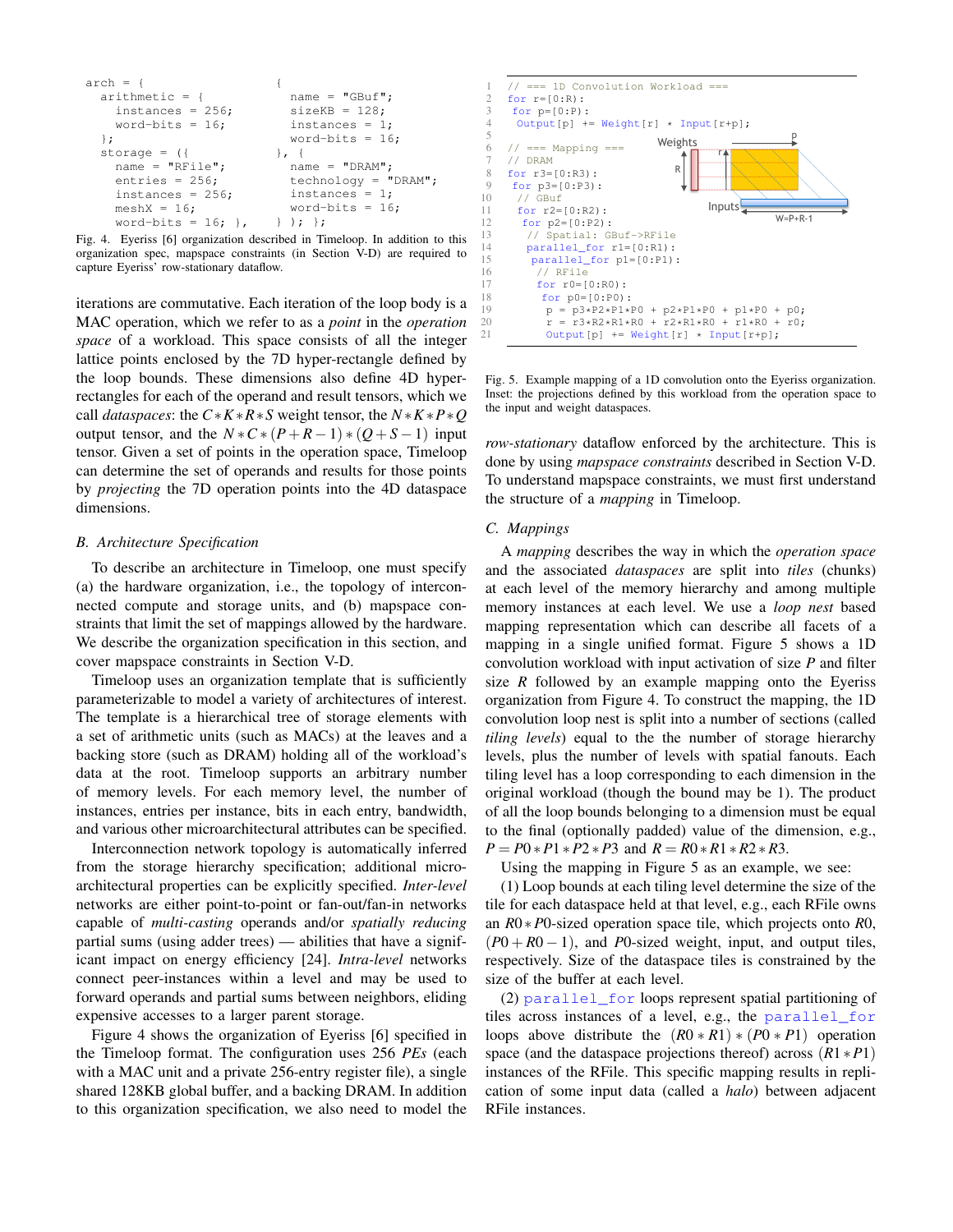```
arch = {
  arithmetic = {
    instances = 256;
    word-bits = 16;
  };
  storage = ({
    name = "RFile";
    entries = 256;
    instances = 256;
    meshX = 16;
    word-bits = 16; },
  {
    name = "GBuf";
    sizeKB = 128;
    instances = 1;
    word-bits = 16;
  }, {
    name = "DRAM";
    technology = "DRAM";
    instances = 1;
    word-bits = 16;
  } ); };
```

Fig. 4. Eyeriss [6] organization described in Timeloop. In addition to this organization spec, mapspace constraints (in Section V-D) are required to capture Eyeriss' row-stationary dataflow.

iterations are commutative. Each iteration of the loop body is a MAC operation, which we refer to as a *point* in the *operation space* of a workload. This space consists of all the integer lattice points enclosed by the 7D hyper-rectangle defined by the loop bounds. These dimensions also define 4D hyper-rectangles for each of the operand and result tensors, which we call *dataspaces*: the $C*K*R*S$ weight tensor, the $N*K*P*Q$ output tensor, and the $N*C*(P+R-1)*(Q+S-1)$ input tensor. Given a set of points in the operation space, Timeloop can determine the set of operands and results for those points by *projecting* the 7D operation points into the 4D dataspace dimensions.

### B. Architecture Specification

To describe an architecture in Timeloop, one must specify (a) the hardware organization, i.e., the topology of interconnected compute and storage units, and (b) mapspace constraints that limit the set of mappings allowed by the hardware. We describe the organization specification in this section, and cover mapspace constraints in Section V-D.

Timeloop uses an organization template that is sufficiently parameterizable to model a variety of architectures of interest. The template is a hierarchical tree of storage elements with a set of arithmetic units (such as MACs) at the leaves and a backing store (such as DRAM) holding all of the workload's data at the root. Timeloop supports an arbitrary number of memory levels. For each memory level, the number of instances, entries per instance, bits in each entry, bandwidth, and various other microarchitectural attributes can be specified.

Interconnection network topology is automatically inferred from the storage hierarchy specification; additional microarchitectural properties can be explicitly specified. *Inter-level* networks are either point-to-point or fan-out/fan-in networks capable of *multi-casting* operands and/or *spatially reducing* partial sums (using adder trees) — abilities that have a significant impact on energy efficiency [24]. *Intra-level* networks connect peer-instances within a level and may be used to forward operands and partial sums between neighbors, eliding expensive accesses to a larger parent storage.

Figure 4 shows the organization of Eyeriss [6] specified in the Timeloop format. The configuration uses 256 *PEs* (each with a MAC unit and a private 256-entry register file), a single shared 128KB global buffer, and a backing DRAM. In addition to this organization specification, we also need to model the

```
1  // === 1D Convolution Workload ===
2  for r=[0:R):
3   for p=[0:P):
4    Output[p] += Weight[r] * Input[r+p];
5
6  // === Mapping ===
7  // DRAM
8  for r3=[0:R3):
9   for p3=[0:P3):
10   // GBuf
11   for r2=[0:R2):
12    for p2=[0:P2):
13     // Spatial: GBuf->RFile
14     parallel_for r1=[0:R1):
15      parallel_for p1=[0:P1):
16       // RFile
17       for r0=[0:R0):
18        for p0=[0:P0):
19         p = p3*P2*P1*P0 + p2*P1*P0 + p1*P0 + p0;
20         r = r3*R2*R1*R0 + r2*R1*R0 + r1*R0 + r0;
21         Output[p] += Weight[r] * Input[r+p];
```

Fig. 5. Example mapping of a 1D convolution onto the Eyeriss organization. Inset: the projections defined by this workload from the operation space to the input and weight dataspaces.

*row-stationary* dataflow enforced by the architecture. This is done by using *mapspace constraints* described in Section V-D. To understand mapspace constraints, we must first understand the structure of a *mapping* in Timeloop.

### C. Mappings

A *mapping* describes the way in which the *operation space* and the associated *dataspaces* are split into *tiles* (chunks) at each level of the memory hierarchy and among multiple memory instances at each level. We use a *loop nest* based mapping representation which can describe all facets of a mapping in a single unified format. Figure 5 shows a 1D convolution workload with input activation of size $P$ and filter size $R$ followed by an example mapping onto the Eyeriss organization from Figure 4. To construct the mapping, the 1D convolution loop nest is split into a number of sections (called *tiling levels*) equal to the the number of storage hierarchy levels, plus the number of levels with spatial fanouts. Each tiling level has a loop corresponding to each dimension in the original workload (though the bound may be 1). The product of all the loop bounds belonging to a dimension must be equal to the final (optionally padded) value of the dimension, e.g., $P = P0*P1*P2*P3$ and $R = R0*R1*R2*R3$.

Using the mapping in Figure 5 as an example, we see:

(1) Loop bounds at each tiling level determine the size of the tile for each dataspace held at that level, e.g., each RFile owns an $R0*P0$-sized operation space tile, which projects onto $R0$, $(P0+R0-1)$, and $P0$-sized weight, input, and output tiles, respectively. Size of the dataspace tiles is constrained by the size of the buffer at each level.

(2) `parallel_for` loops represent spatial partitioning of tiles across instances of a level, e.g., the `parallel_for` loops above distribute the $(R0*R1)*(P0*P1)$ operation space (and the dataspace projections thereof) across $(R1*P1)$ instances of the RFile. This specific mapping results in replication of some input data (called a *halo*) between adjacent RFile instances.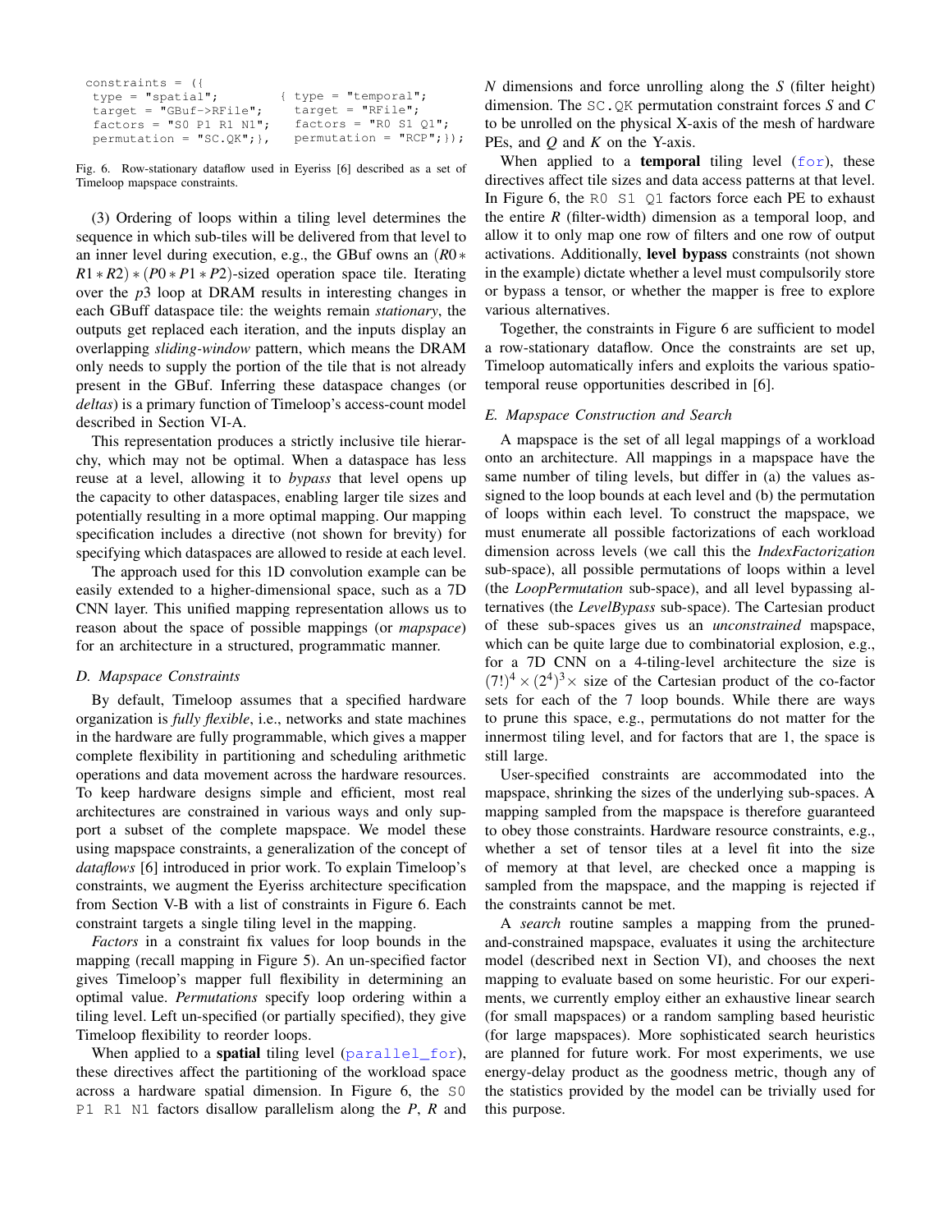```
constraints = ({
  type = "spatial";          { type = "temporal";
  target = "GBuf->RFile";      target = "RFile";
  factors = "S0 P1 R1 N1";     factors = "R0 S1 Q1";
  permutation = "SC.QK";},     permutation = "RCP";});
```

Fig. 6. Row-stationary dataflow used in Eyeriss [6] described as a set of Timeloop mapspace constraints.

(3) Ordering of loops within a tiling level determines the sequence in which sub-tiles will be delivered from that level to an inner level during execution, e.g., the GBuf owns an $(R0 * R1 * R2) * (P0 * P1 * P2)$-sized operation space tile. Iterating over the $p3$ loop at DRAM results in interesting changes in each GBuff dataspace tile: the weights remain *stationary*, the outputs get replaced each iteration, and the inputs display an overlapping *sliding-window* pattern, which means the DRAM only needs to supply the portion of the tile that is not already present in the GBuf. Inferring these dataspace changes (or *deltas*) is a primary function of Timeloop's access-count model described in Section VI-A.

This representation produces a strictly inclusive tile hierarchy, which may not be optimal. When a dataspace has less reuse at a level, allowing it to *bypass* that level opens up the capacity to other dataspaces, enabling larger tile sizes and potentially resulting in a more optimal mapping. Our mapping specification includes a directive (not shown for brevity) for specifying which dataspaces are allowed to reside at each level.

The approach used for this 1D convolution example can be easily extended to a higher-dimensional space, such as a 7D CNN layer. This unified mapping representation allows us to reason about the space of possible mappings (or *mapspace*) for an architecture in a structured, programmatic manner.

### D. Mapspace Constraints

By default, Timeloop assumes that a specified hardware organization is *fully flexible*, i.e., networks and state machines in the hardware are fully programmable, which gives a mapper complete flexibility in partitioning and scheduling arithmetic operations and data movement across the hardware resources. To keep hardware designs simple and efficient, most real architectures are constrained in various ways and only support a subset of the complete mapspace. We model these using mapspace constraints, a generalization of the concept of *dataflows* [6] introduced in prior work. To explain Timeloop's constraints, we augment the Eyeriss architecture specification from Section V-B with a list of constraints in Figure 6. Each constraint targets a single tiling level in the mapping.

*Factors* in a constraint fix values for loop bounds in the mapping (recall mapping in Figure 5). An un-specified factor gives Timeloop's mapper full flexibility in determining an optimal value. *Permutations* specify loop ordering within a tiling level. Left un-specified (or partially specified), they give Timeloop flexibility to reorder loops.

When applied to a **spatial** tiling level (`parallel_for`), these directives affect the partitioning of the workload space across a hardware spatial dimension. In Figure 6, the `S0 P1 R1 N1` factors disallow parallelism along the *P*, *R* and *N* dimensions and force unrolling along the *S* (filter height) dimension. The `SC.QK` permutation constraint forces *S* and *C* to be unrolled on the physical X-axis of the mesh of hardware PEs, and *Q* and *K* on the Y-axis.

When applied to a **temporal** tiling level (`for`), these directives affect tile sizes and data access patterns at that level. In Figure 6, the `R0 S1 Q1` factors force each PE to exhaust the entire *R* (filter-width) dimension as a temporal loop, and allow it to only map one row of filters and one row of output activations. Additionally, **level bypass** constraints (not shown in the example) dictate whether a level must compulsorily store or bypass a tensor, or whether the mapper is free to explore various alternatives.

Together, the constraints in Figure 6 are sufficient to model a row-stationary dataflow. Once the constraints are set up, Timeloop automatically infers and exploits the various spatio-temporal reuse opportunities described in [6].

### E. Mapspace Construction and Search

A mapspace is the set of all legal mappings of a workload onto an architecture. All mappings in a mapspace have the same number of tiling levels, but differ in (a) the values assigned to the loop bounds at each level and (b) the permutation of loops within each level. To construct the mapspace, we must enumerate all possible factorizations of each workload dimension across levels (we call this the *IndexFactorization* sub-space), all possible permutations of loops within a level (the *LoopPermutation* sub-space), and all level bypassing alternatives (the *LevelBypass* sub-space). The Cartesian product of these sub-spaces gives us an *unconstrained* mapspace, which can be quite large due to combinatorial explosion, e.g., for a 7D CNN on a 4-tiling-level architecture the size is $(7!)^4 \times (2^4)^3 \times$ size of the Cartesian product of the co-factor sets for each of the 7 loop bounds. While there are ways to prune this space, e.g., permutations do not matter for the innermost tiling level, and for factors that are 1, the space is still large.

User-specified constraints are accommodated into the mapspace, shrinking the sizes of the underlying sub-spaces. A mapping sampled from the mapspace is therefore guaranteed to obey those constraints. Hardware resource constraints, e.g., whether a set of tensor tiles at a level fit into the size of memory at that level, are checked once a mapping is sampled from the mapspace, and the mapping is rejected if the constraints cannot be met.

A *search* routine samples a mapping from the pruned-and-constrained mapspace, evaluates it using the architecture model (described next in Section VI), and chooses the next mapping to evaluate based on some heuristic. For our experiments, we currently employ either an exhaustive linear search (for small mapspaces) or a random sampling based heuristic (for large mapspaces). More sophisticated search heuristics are planned for future work. For most experiments, we use energy-delay product as the goodness metric, though any of the statistics provided by the model can be trivially used for this purpose.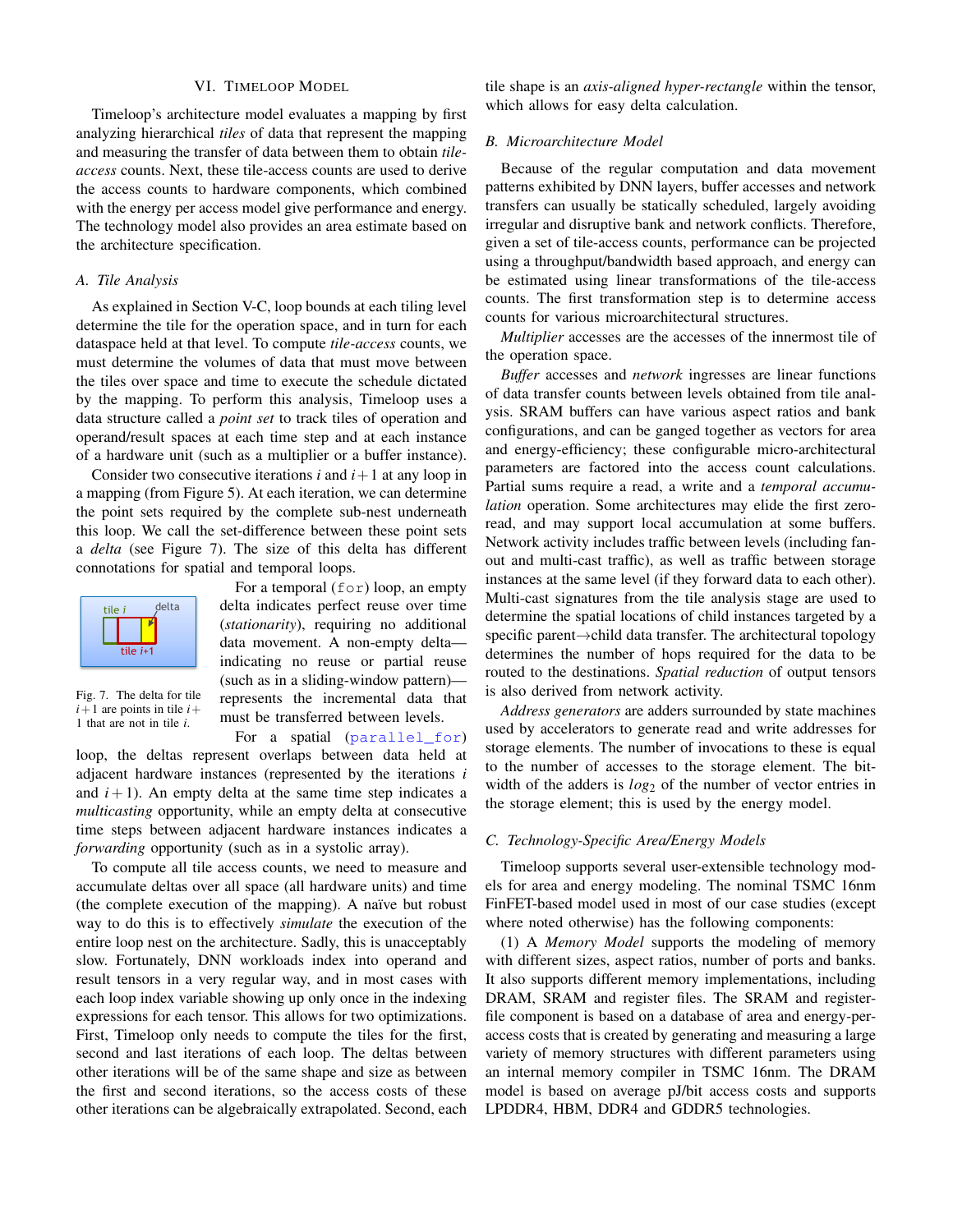## VI. Timeloop Model

Timeloop's architecture model evaluates a mapping by first analyzing hierarchical *tiles* of data that represent the mapping and measuring the transfer of data between them to obtain *tile-access* counts. Next, these tile-access counts are used to derive the access counts to hardware components, which combined with the energy per access model give performance and energy. The technology model also provides an area estimate based on the architecture specification.

### A. Tile Analysis

As explained in Section V-C, loop bounds at each tiling level determine the tile for the operation space, and in turn for each dataspace held at that level. To compute *tile-access* counts, we must determine the volumes of data that must move between the tiles over space and time to execute the schedule dictated by the mapping. To perform this analysis, Timeloop uses a data structure called a *point set* to track tiles of operation and operand/result spaces at each time step and at each instance of a hardware unit (such as a multiplier or a buffer instance).

Consider two consecutive iterations $i$ and $i+1$ at any loop in a mapping (from Figure 5). At each iteration, we can determine the point sets required by the complete sub-nest underneath this loop. We call the set-difference between these point sets a *delta* (see Figure 7). The size of this delta has different connotations for spatial and temporal loops.

Fig. 7. The delta for tile $i+1$ are points in tile $i+1$ that are not in tile $i$.

For a temporal (`for`) loop, an empty delta indicates perfect reuse over time (*stationarity*), requiring no additional data movement. A non-empty delta—indicating no reuse or partial reuse (such as in a sliding-window pattern)—represents the incremental data that must be transferred between levels.

For a spatial (`parallel_for`) loop, the deltas represent overlaps between data held at adjacent hardware instances (represented by the iterations $i$ and $i+1$). An empty delta at the same time step indicates a *multicasting* opportunity, while an empty delta at consecutive time steps between adjacent hardware instances indicates a *forwarding* opportunity (such as in a systolic array).

To compute all tile access counts, we need to measure and accumulate deltas over all space (all hardware units) and time (the complete execution of the mapping). A naïve but robust way to do this is to effectively *simulate* the execution of the entire loop nest on the architecture. Sadly, this is unacceptably slow. Fortunately, DNN workloads index into operand and result tensors in a very regular way, and in most cases with each loop index variable showing up only once in the indexing expressions for each tensor. This allows for two optimizations. First, Timeloop only needs to compute the tiles for the first, second and last iterations of each loop. The deltas between other iterations will be of the same shape and size as between the first and second iterations, so the access costs of these other iterations can be algebraically extrapolated. Second, each tile shape is an *axis-aligned hyper-rectangle* within the tensor, which allows for easy delta calculation.

### B. Microarchitecture Model

Because of the regular computation and data movement patterns exhibited by DNN layers, buffer accesses and network transfers can usually be statically scheduled, largely avoiding irregular and disruptive bank and network conflicts. Therefore, given a set of tile-access counts, performance can be projected using a throughput/bandwidth based approach, and energy can be estimated using linear transformations of the tile-access counts. The first transformation step is to determine access counts for various microarchitectural structures.

*Multiplier* accesses are the accesses of the innermost tile of the operation space.

*Buffer* accesses and *network* ingresses are linear functions of data transfer counts between levels obtained from tile analysis. SRAM buffers can have various aspect ratios and bank configurations, and can be ganged together as vectors for area and energy-efficiency; these configurable micro-architectural parameters are factored into the access count calculations. Partial sums require a read, a write and a *temporal accumulation* operation. Some architectures may elide the first zero-read, and may support local accumulation at some buffers. Network activity includes traffic between levels (including fan-out and multi-cast traffic), as well as traffic between storage instances at the same level (if they forward data to each other). Multi-cast signatures from the tile analysis stage are used to determine the spatial locations of child instances targeted by a specific parent→child data transfer. The architectural topology determines the number of hops required for the data to be routed to the destinations. *Spatial reduction* of output tensors is also derived from network activity.

*Address generators* are adders surrounded by state machines used by accelerators to generate read and write addresses for storage elements. The number of invocations to these is equal to the number of accesses to the storage element. The bit-width of the adders is $log_2$ of the number of vector entries in the storage element; this is used by the energy model.

### C. Technology-Specific Area/Energy Models

Timeloop supports several user-extensible technology models for area and energy modeling. The nominal TSMC 16nm FinFET-based model used in most of our case studies (except where noted otherwise) has the following components:

(1) A *Memory Model* supports the modeling of memory with different sizes, aspect ratios, number of ports and banks. It also supports different memory implementations, including DRAM, SRAM and register files. The SRAM and register-file component is based on a database of area and energy-per-access costs that is created by generating and measuring a large variety of memory structures with different parameters using an internal memory compiler in TSMC 16nm. The DRAM model is based on average pJ/bit access costs and supports LPDDR4, HBM, DDR4 and GDDR5 technologies.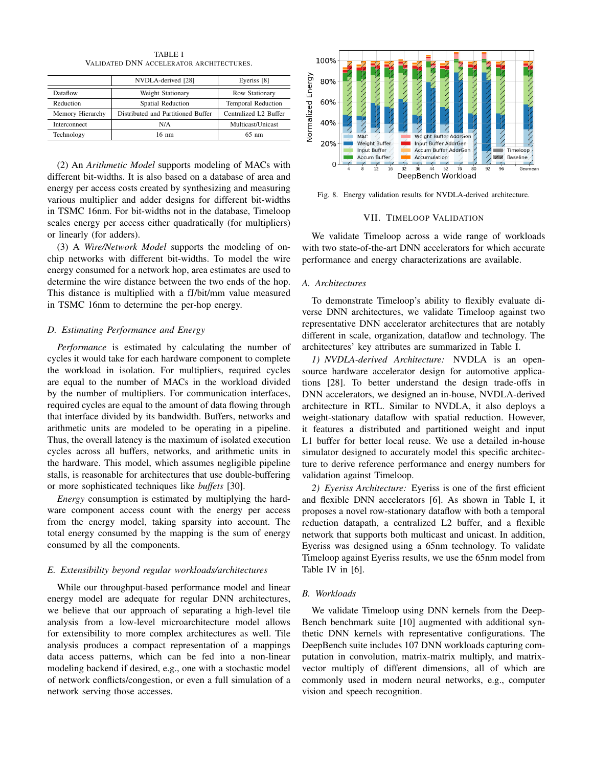TABLE I
VALIDATED DNN ACCELERATOR ARCHITECTURES.

| | NVDLA-derived [28] | Eyeriss [8] |
|---|---|---|
| Dataflow | Weight Stationary | Row Stationary |
| Reduction | Spatial Reduction | Temporal Reduction |
| Memory Hierarchy | Distributed and Partitioned Buffer | Centralized L2 Buffer |
| Interconnect | N/A | Multicast/Unicast |
| Technology | 16 nm | 65 nm |

(2) An *Arithmetic Model* supports modeling of MACs with different bit-widths. It is also based on a database of area and energy per access costs created by synthesizing and measuring various multiplier and adder designs for different bit-widths in TSMC 16nm. For bit-widths not in the database, Timeloop scales energy per access either quadratically (for multipliers) or linearly (for adders).

(3) A *Wire/Network Model* supports the modeling of on-chip networks with different bit-widths. To model the wire energy consumed for a network hop, area estimates are used to determine the wire distance between the two ends of the hop. This distance is multiplied with a fJ/bit/mm value measured in TSMC 16nm to determine the per-hop energy.

### D. Estimating Performance and Energy

*Performance* is estimated by calculating the number of cycles it would take for each hardware component to complete the workload in isolation. For multipliers, required cycles are equal to the number of MACs in the workload divided by the number of multipliers. For communication interfaces, required cycles are equal to the amount of data flowing through that interface divided by its bandwidth. Buffers, networks and arithmetic units are modeled to be operating in a pipeline. Thus, the overall latency is the maximum of isolated execution cycles across all buffers, networks, and arithmetic units in the hardware. This model, which assumes negligible pipeline stalls, is reasonable for architectures that use double-buffering or more sophisticated techniques like *buffets* [30].

*Energy* consumption is estimated by multiplying the hardware component access count with the energy per access from the energy model, taking sparsity into account. The total energy consumed by the mapping is the sum of energy consumed by all the components.

### E. Extensibility beyond regular workloads/architectures

While our throughput-based performance model and linear energy model are adequate for regular DNN architectures, we believe that our approach of separating a high-level tile analysis from a low-level microarchitecture model allows for extensibility to more complex architectures as well. Tile analysis produces a compact representation of a mappings data access patterns, which can be fed into a non-linear modeling backend if desired, e.g., one with a stochastic model of network conflicts/congestion, or even a full simulation of a network serving those accesses.

Fig. 8. Energy validation results for NVDLA-derived architecture.

## VII. Timeloop Validation

We validate Timeloop across a wide range of workloads with two state-of-the-art DNN accelerators for which accurate performance and energy characterizations are available.

### A. Architectures

To demonstrate Timeloop's ability to flexibly evaluate diverse DNN architectures, we validate Timeloop against two representative DNN accelerator architectures that are notably different in scale, organization, dataflow and technology. The architectures' key attributes are summarized in Table I.

*1) NVDLA-derived Architecture:* NVDLA is an open-source hardware accelerator design for automotive applications [28]. To better understand the design trade-offs in DNN accelerators, we designed an in-house, NVDLA-derived architecture in RTL. Similar to NVDLA, it also deploys a weight-stationary dataflow with spatial reduction. However, it features a distributed and partitioned weight and input L1 buffer for better local reuse. We use a detailed in-house simulator designed to accurately model this specific architecture to derive reference performance and energy numbers for validation against Timeloop.

*2) Eyeriss Architecture:* Eyeriss is one of the first efficient and flexible DNN accelerators [6]. As shown in Table I, it proposes a novel row-stationary dataflow with both a temporal reduction datapath, a centralized L2 buffer, and a flexible network that supports both multicast and unicast. In addition, Eyeriss was designed using a 65nm technology. To validate Timeloop against Eyeriss results, we use the 65nm model from Table IV in [6].

### B. Workloads

We validate Timeloop using DNN kernels from the DeepBench benchmark suite [10] augmented with additional synthetic DNN kernels with representative configurations. The DeepBench suite includes 107 DNN workloads capturing computation in convolution, matrix-matrix multiply, and matrix-vector multiply of different dimensions, all of which are commonly used in modern neural networks, e.g., computer vision and speech recognition.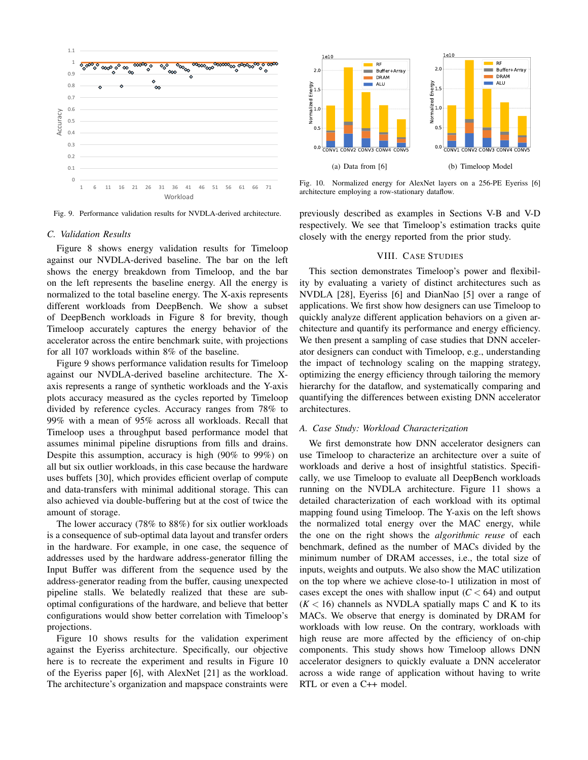Fig. 9. Performance validation results for NVDLA-derived architecture.

### C. Validation Results

Figure 8 shows energy validation results for Timeloop against our NVDLA-derived baseline. The bar on the left shows the energy breakdown from Timeloop, and the bar on the left represents the baseline energy. All the energy is normalized to the total baseline energy. The X-axis represents different workloads from DeepBench. We show a subset of DeepBench workloads in Figure 8 for brevity, though Timeloop accurately captures the energy behavior of the accelerator across the entire benchmark suite, with projections for all 107 workloads within 8% of the baseline.

Figure 9 shows performance validation results for Timeloop against our NVDLA-derived baseline architecture. The X-axis represents a range of synthetic workloads and the Y-axis plots accuracy measured as the cycles reported by Timeloop divided by reference cycles. Accuracy ranges from 78% to 99% with a mean of 95% across all workloads. Recall that Timeloop uses a throughput based performance model that assumes minimal pipeline disruptions from fills and drains. Despite this assumption, accuracy is high (90% to 99%) on all but six outlier workloads, in this case because the hardware uses buffets [30], which provides efficient overlap of compute and data-transfers with minimal additional storage. This can also achieved via double-buffering but at the cost of twice the amount of storage.

The lower accuracy (78% to 88%) for six outlier workloads is a consequence of sub-optimal data layout and transfer orders in the hardware. For example, in one case, the sequence of addresses used by the hardware address-generator filling the Input Buffer was different from the sequence used by the address-generator reading from the buffer, causing unexpected pipeline stalls. We belatedly realized that these are sub-optimal configurations of the hardware, and believe that better configurations would show better correlation with Timeloop's projections.

Figure 10 shows results for the validation experiment against the Eyeriss architecture. Specifically, our objective here is to recreate the experiment and results in Figure 10 of the Eyeriss paper [6], with AlexNet [21] as the workload. The architecture's organization and mapspace constraints were previously described as examples in Sections V-B and V-D respectively. We see that Timeloop's estimation tracks quite closely with the energy reported from the prior study.

(a) Data from [6]

(b) Timeloop Model

Fig. 10. Normalized energy for AlexNet layers on a 256-PE Eyeriss [6] architecture employing a row-stationary dataflow.

## VIII. Case Studies

This section demonstrates Timeloop's power and flexibility by evaluating a variety of distinct architectures such as NVDLA [28], Eyeriss [6] and DianNao [5] over a range of applications. We first show how designers can use Timeloop to quickly analyze different application behaviors on a given architecture and quantify its performance and energy efficiency. We then present a sampling of case studies that DNN accelerator designers can conduct with Timeloop, e.g., understanding the impact of technology scaling on the mapping strategy, optimizing the energy efficiency through tailoring the memory hierarchy for the dataflow, and systematically comparing and quantifying the differences between existing DNN accelerator architectures.

### A. Case Study: Workload Characterization

We first demonstrate how DNN accelerator designers can use Timeloop to characterize an architecture over a suite of workloads and derive a host of insightful statistics. Specifically, we use Timeloop to evaluate all DeepBench workloads running on the NVDLA architecture. Figure 11 shows a detailed characterization of each workload with its optimal mapping found using Timeloop. The Y-axis on the left shows the normalized total energy over the MAC energy, while the one on the right shows the *algorithmic reuse* of each benchmark, defined as the number of MACs divided by the minimum number of DRAM accesses, i.e., the total size of inputs, weights and outputs. We also show the MAC utilization on the top where we achieve close-to-1 utilization in most of cases except the ones with shallow input ($C < 64$) and output ($K < 16$) channels as NVDLA spatially maps C and K to its MACs. We observe that energy is dominated by DRAM for workloads with low reuse. On the contrary, workloads with high reuse are more affected by the efficiency of on-chip components. This study shows how Timeloop allows DNN accelerator designers to quickly evaluate a DNN accelerator across a wide range of application without having to write RTL or even a C++ model.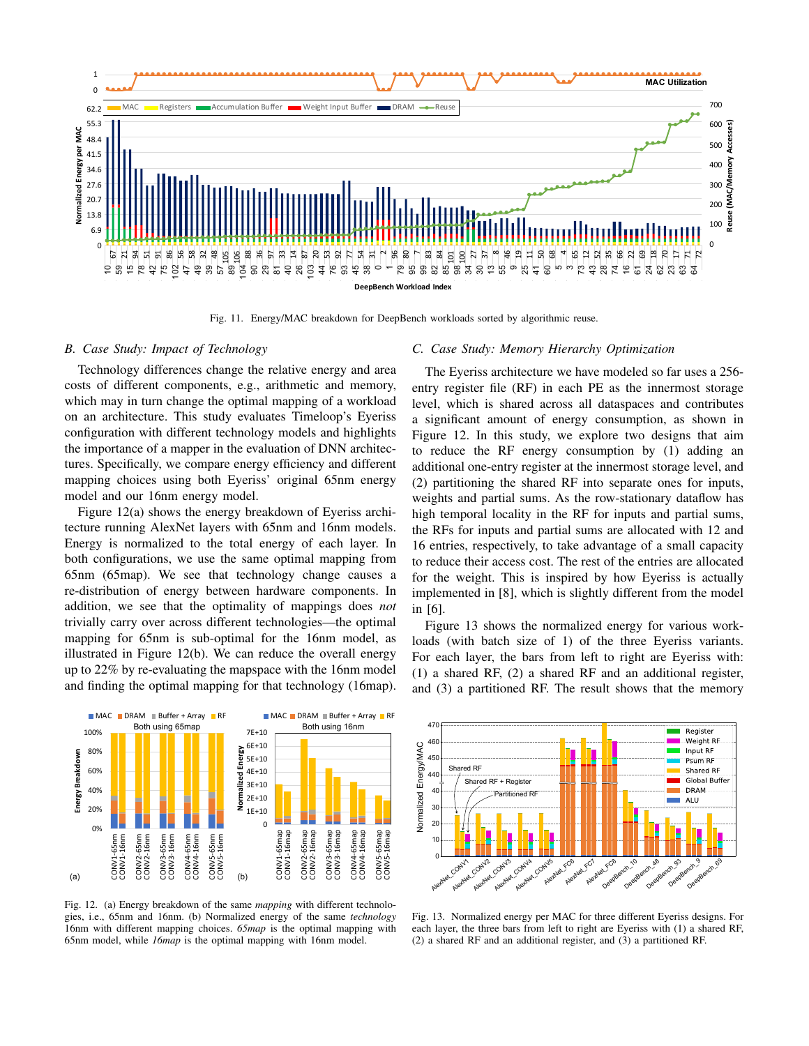Fig. 11. Energy/MAC breakdown for DeepBench workloads sorted by algorithmic reuse.

### B. Case Study: Impact of Technology

Technology differences change the relative energy and area costs of different components, e.g., arithmetic and memory, which may in turn change the optimal mapping of a workload on an architecture. This study evaluates Timeloop's Eyeriss configuration with different technology models and highlights the importance of a mapper in the evaluation of DNN architectures. Specifically, we compare energy efficiency and different mapping choices using both Eyeriss' original 65nm energy model and our 16nm energy model.

Figure 12(a) shows the energy breakdown of Eyeriss architecture running AlexNet layers with 65nm and 16nm models. Energy is normalized to the total energy of each layer. In both configurations, we use the same optimal mapping from 65nm (65map). We see that technology change causes a re-distribution of energy between hardware components. In addition, we see that the optimality of mappings does *not* trivially carry over across different technologies—the optimal mapping for 65nm is sub-optimal for the 16nm model, as illustrated in Figure 12(b). We can reduce the overall energy up to 22% by re-evaluating the mapspace with the 16nm model and finding the optimal mapping for that technology (16map).

Fig. 12. (a) Energy breakdown of the same *mapping* with different technologies, i.e., 65nm and 16nm. (b) Normalized energy of the same *technology* 16nm with different mapping choices. *65map* is the optimal mapping with 65nm model, while *16map* is the optimal mapping with 16nm model.

### C. Case Study: Memory Hierarchy Optimization

The Eyeriss architecture we have modeled so far uses a 256-entry register file (RF) in each PE as the innermost storage level, which is shared across all dataspaces and contributes a significant amount of energy consumption, as shown in Figure 12. In this study, we explore two designs that aim to reduce the RF energy consumption by (1) adding an additional one-entry register at the innermost storage level, and (2) partitioning the shared RF into separate ones for inputs, weights and partial sums. As the row-stationary dataflow has high temporal locality in the RF for inputs and partial sums, the RFs for inputs and partial sums are allocated with 12 and 16 entries, respectively, to take advantage of a small capacity to reduce their access cost. The rest of the entries are allocated for the weight. This is inspired by how Eyeriss is actually implemented in [8], which is slightly different from the model in [6].

Figure 13 shows the normalized energy for various workloads (with batch size of 1) of the three Eyeriss variants. For each layer, the bars from left to right are Eyeriss with: (1) a shared RF, (2) a shared RF and an additional register, and (3) a partitioned RF. The result shows that the memory

Fig. 13. Normalized energy per MAC for three different Eyeriss designs. For each layer, the three bars from left to right are Eyeriss with (1) a shared RF, (2) a shared RF and an additional register, and (3) a partitioned RF.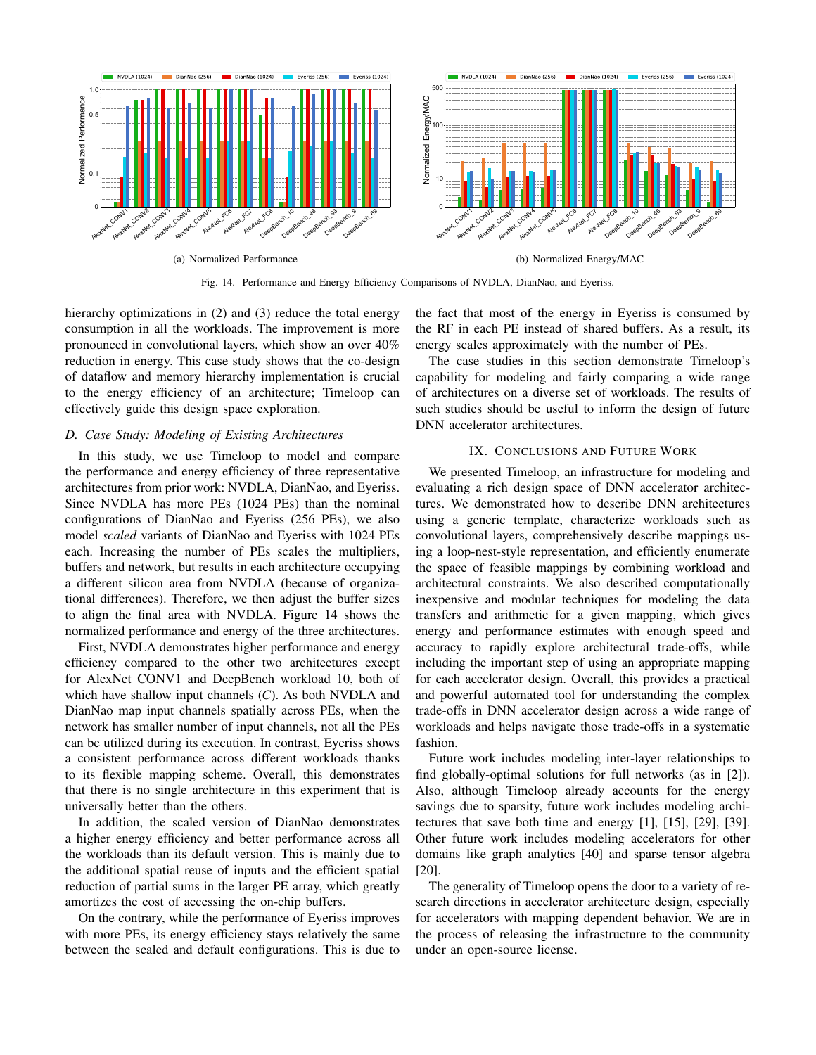(a) Normalized Performance

(b) Normalized Energy/MAC

Fig. 14. Performance and Energy Efficiency Comparisons of NVDLA, DianNao, and Eyeriss.

hierarchy optimizations in (2) and (3) reduce the total energy consumption in all the workloads. The improvement is more pronounced in convolutional layers, which show an over 40% reduction in energy. This case study shows that the co-design of dataflow and memory hierarchy implementation is crucial to the energy efficiency of an architecture; Timeloop can effectively guide this design space exploration.

### D. Case Study: Modeling of Existing Architectures

In this study, we use Timeloop to model and compare the performance and energy efficiency of three representative architectures from prior work: NVDLA, DianNao, and Eyeriss. Since NVDLA has more PEs (1024 PEs) than the nominal configurations of DianNao and Eyeriss (256 PEs), we also model *scaled* variants of DianNao and Eyeriss with 1024 PEs each. Increasing the number of PEs scales the multipliers, buffers and network, but results in each architecture occupying a different silicon area from NVDLA (because of organizational differences). Therefore, we then adjust the buffer sizes to align the final area with NVDLA. Figure 14 shows the normalized performance and energy of the three architectures.

First, NVDLA demonstrates higher performance and energy efficiency compared to the other two architectures except for AlexNet CONV1 and DeepBench workload 10, both of which have shallow input channels ($C$). As both NVDLA and DianNao map input channels spatially across PEs, when the network has smaller number of input channels, not all the PEs can be utilized during its execution. In contrast, Eyeriss shows a consistent performance across different workloads thanks to its flexible mapping scheme. Overall, this demonstrates that there is no single architecture in this experiment that is universally better than the others.

In addition, the scaled version of DianNao demonstrates a higher energy efficiency and better performance across all the workloads than its default version. This is mainly due to the additional spatial reuse of inputs and the efficient spatial reduction of partial sums in the larger PE array, which greatly amortizes the cost of accessing the on-chip buffers.

On the contrary, while the performance of Eyeriss improves with more PEs, its energy efficiency stays relatively the same between the scaled and default configurations. This is due to the fact that most of the energy in Eyeriss is consumed by the RF in each PE instead of shared buffers. As a result, its energy scales approximately with the number of PEs.

The case studies in this section demonstrate Timeloop's capability for modeling and fairly comparing a wide range of architectures on a diverse set of workloads. The results of such studies should be useful to inform the design of future DNN accelerator architectures.

## IX. Conclusions and Future Work

We presented Timeloop, an infrastructure for modeling and evaluating a rich design space of DNN accelerator architectures. We demonstrated how to describe DNN architectures using a generic template, characterize workloads such as convolutional layers, comprehensively describe mappings using a loop-nest-style representation, and efficiently enumerate the space of feasible mappings by combining workload and architectural constraints. We also described computationally inexpensive and modular techniques for modeling the data transfers and arithmetic for a given mapping, which gives energy and performance estimates with enough speed and accuracy to rapidly explore architectural trade-offs, while including the important step of using an appropriate mapping for each accelerator design. Overall, this provides a practical and powerful automated tool for understanding the complex trade-offs in DNN accelerator design across a wide range of workloads and helps navigate those trade-offs in a systematic fashion.

Future work includes modeling inter-layer relationships to find globally-optimal solutions for full networks (as in [2]). Also, although Timeloop already accounts for the energy savings due to sparsity, future work includes modeling architectures that save both time and energy [1], [15], [29], [39]. Other future work includes modeling accelerators for other domains like graph analytics [40] and sparse tensor algebra [20].

The generality of Timeloop opens the door to a variety of research directions in accelerator architecture design, especially for accelerators with mapping dependent behavior. We are in the process of releasing the infrastructure to the community under an open-source license.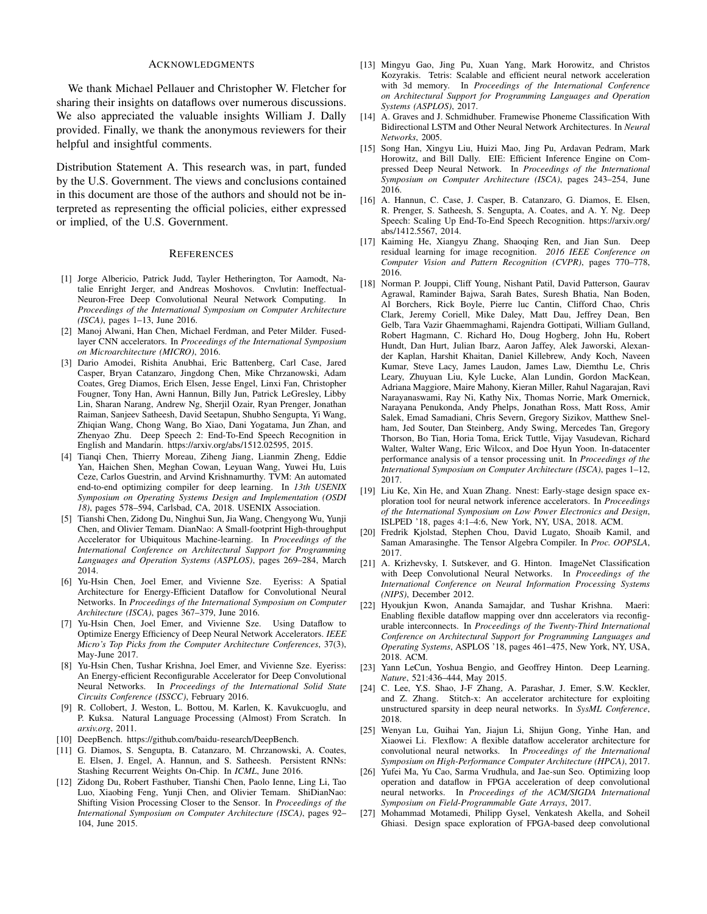## ACKNOWLEDGMENTS

We thank Michael Pellauer and Christopher W. Fletcher for sharing their insights on dataflows over numerous discussions. We also appreciated the valuable insights William J. Dally provided. Finally, we thank the anonymous reviewers for their helpful and insightful comments.

Distribution Statement A. This research was, in part, funded by the U.S. Government. The views and conclusions contained in this document are those of the authors and should not be interpreted as representing the official policies, either expressed or implied, of the U.S. Government.

## REFERENCES

[1] Jorge Albericio, Patrick Judd, Tayler Hetherington, Tor Aamodt, Natalie Enright Jerger, and Andreas Moshovos. Cnvlutin: Ineffectual-Neuron-Free Deep Convolutional Neural Network Computing. In *Proceedings of the International Symposium on Computer Architecture (ISCA)*, pages 1–13, June 2016.

[2] Manoj Alwani, Han Chen, Michael Ferdman, and Peter Milder. Fused-layer CNN accelerators. In *Proceedings of the International Symposium on Microarchitecture (MICRO)*, 2016.

[3] Dario Amodei, Rishita Anubhai, Eric Battenberg, Carl Case, Jared Casper, Bryan Catanzaro, Jingdong Chen, Mike Chrzanowski, Adam Coates, Greg Diamos, Erich Elsen, Jesse Engel, Linxi Fan, Christopher Fougner, Tony Han, Awni Hannun, Billy Jun, Patrick LeGresley, Libby Lin, Sharan Narang, Andrew Ng, Sherjil Ozair, Ryan Prenger, Jonathan Raiman, Sanjeev Satheesh, David Seetapun, Shubho Sengupta, Yi Wang, Zhiqian Wang, Chong Wang, Bo Xiao, Dani Yogatama, Jun Zhan, and Zhenyao Zhu. Deep Speech 2: End-To-End Speech Recognition in English and Mandarin. https://arxiv.org/abs/1512.02595, 2015.

[4] Tianqi Chen, Thierry Moreau, Ziheng Jiang, Lianmin Zheng, Eddie Yan, Haichen Shen, Meghan Cowan, Leyuan Wang, Yuwei Hu, Luis Ceze, Carlos Guestrin, and Arvind Krishnamurthy. TVM: An automated end-to-end optimizing compiler for deep learning. In *13th USENIX Symposium on Operating Systems Design and Implementation (OSDI 18)*, pages 578–594, Carlsbad, CA, 2018. USENIX Association.

[5] Tianshi Chen, Zidong Du, Ninghui Sun, Jia Wang, Chengyong Wu, Yunji Chen, and Olivier Temam. DianNao: A Small-footprint High-throughput Accelerator for Ubiquitous Machine-learning. In *Proceedings of the International Conference on Architectural Support for Programming Languages and Operation Systems (ASPLOS)*, pages 269–284, March 2014.

[6] Yu-Hsin Chen, Joel Emer, and Vivienne Sze. Eyeriss: A Spatial Architecture for Energy-Efficient Dataflow for Convolutional Neural Networks. In *Proceedings of the International Symposium on Computer Architecture (ISCA)*, pages 367–379, June 2016.

[7] Yu-Hsin Chen, Joel Emer, and Vivienne Sze. Using Dataflow to Optimize Energy Efficiency of Deep Neural Network Accelerators. *IEEE Micro's Top Picks from the Computer Architecture Conferences*, 37(3), May-June 2017.

[8] Yu-Hsin Chen, Tushar Krishna, Joel Emer, and Vivienne Sze. Eyeriss: An Energy-efficient Reconfigurable Accelerator for Deep Convolutional Neural Networks. In *Proceedings of the International Solid State Circuits Conference (ISSCC)*, February 2016.

[9] R. Collobert, J. Weston, L. Bottou, M. Karlen, K. Kavukcuoglu, and P. Kuksa. Natural Language Processing (Almost) From Scratch. In *arxiv.org*, 2011.

[10] DeepBench. https://github.com/baidu-research/DeepBench.

[11] G. Diamos, S. Sengupta, B. Catanzaro, M. Chrzanowski, A. Coates, E. Elsen, J. Engel, A. Hannun, and S. Satheesh. Persistent RNNs: Stashing Recurrent Weights On-Chip. In *ICML*, June 2016.

[12] Zidong Du, Robert Fasthuber, Tianshi Chen, Paolo Ienne, Ling Li, Tao Luo, Xiaobing Feng, Yunji Chen, and Olivier Temam. ShiDianNao: Shifting Vision Processing Closer to the Sensor. In *Proceedings of the International Symposium on Computer Architecture (ISCA)*, pages 92–104, June 2015.

[13] Mingyu Gao, Jing Pu, Xuan Yang, Mark Horowitz, and Christos Kozyrakis. Tetris: Scalable and efficient neural network acceleration with 3d memory. In *Proceedings of the International Conference on Architectural Support for Programming Languages and Operation Systems (ASPLOS)*, 2017.

[14] A. Graves and J. Schmidhuber. Framewise Phoneme Classification With Bidirectional LSTM and Other Neural Network Architectures. In *Neural Networks*, 2005.

[15] Song Han, Xingyu Liu, Huizi Mao, Jing Pu, Ardavan Pedram, Mark Horowitz, and Bill Dally. EIE: Efficient Inference Engine on Compressed Deep Neural Network. In *Proceedings of the International Symposium on Computer Architecture (ISCA)*, pages 243–254, June 2016.

[16] A. Hannun, C. Case, J. Casper, B. Catanzaro, G. Diamos, E. Elsen, R. Prenger, S. Satheesh, S. Sengupta, A. Coates, and A. Y. Ng. Deep Speech: Scaling Up End-To-End Speech Recognition. https://arxiv.org/abs/1412.5567, 2014.

[17] Kaiming He, Xiangyu Zhang, Shaoqing Ren, and Jian Sun. Deep residual learning for image recognition. *2016 IEEE Conference on Computer Vision and Pattern Recognition (CVPR)*, pages 770–778, 2016.

[18] Norman P. Jouppi, Cliff Young, Nishant Patil, David Patterson, Gaurav Agrawal, Raminder Bajwa, Sarah Bates, Suresh Bhatia, Nan Boden, Al Borchers, Rick Boyle, Pierre luc Cantin, Clifford Chao, Chris Clark, Jeremy Coriell, Mike Daley, Matt Dau, Jeffrey Dean, Ben Gelb, Tara Vazir Ghaemmaghami, Rajendra Gottipati, William Gulland, Robert Hagmann, C. Richard Ho, Doug Hogberg, John Hu, Robert Hundt, Dan Hurt, Julian Ibarz, Aaron Jaffey, Alek Jaworski, Alexander Kaplan, Harshit Khaitan, Daniel Killebrew, Andy Koch, Naveen Kumar, Steve Lacy, James Laudon, James Law, Diemthu Le, Chris Leary, Zhuyuan Liu, Kyle Lucke, Alan Lundin, Gordon MacKean, Adriana Maggiore, Maire Mahony, Kieran Miller, Rahul Nagarajan, Ravi Narayanaswami, Ray Ni, Kathy Nix, Thomas Norrie, Mark Omernick, Narayana Penukonda, Andy Phelps, Jonathan Ross, Matt Ross, Amir Salek, Emad Samadiani, Chris Severn, Gregory Sizikov, Matthew Snelham, Jed Souter, Dan Steinberg, Andy Swing, Mercedes Tan, Gregory Thorson, Bo Tian, Horia Toma, Erick Tuttle, Vijay Vasudevan, Richard Walter, Walter Wang, Eric Wilcox, and Doe Hyun Yoon. In-datacenter performance analysis of a tensor processing unit. In *Proceedings of the International Symposium on Computer Architecture (ISCA)*, pages 1–12, 2017.

[19] Liu Ke, Xin He, and Xuan Zhang. Nnest: Early-stage design space exploration tool for neural network inference accelerators. In *Proceedings of the International Symposium on Low Power Electronics and Design*, ISLPED '18, pages 4:1–4:6, New York, NY, USA, 2018. ACM.

[20] Fredrik Kjolstad, Stephen Chou, David Lugato, Shoaib Kamil, and Saman Amarasinghe. The Tensor Algebra Compiler. In *Proc. OOPSLA*, 2017.

[21] A. Krizhevsky, I. Sutskever, and G. Hinton. ImageNet Classification with Deep Convolutional Neural Networks. In *Proceedings of the International Conference on Neural Information Processing Systems (NIPS)*, December 2012.

[22] Hyoukjun Kwon, Ananda Samajdar, and Tushar Krishna. Maeri: Enabling flexible dataflow mapping over dnn accelerators via reconfigurable interconnects. In *Proceedings of the Twenty-Third International Conference on Architectural Support for Programming Languages and Operating Systems*, ASPLOS '18, pages 461–475, New York, NY, USA, 2018. ACM.

[23] Yann LeCun, Yoshua Bengio, and Geoffrey Hinton. Deep Learning. *Nature*, 521:436–444, May 2015.

[24] C. Lee, Y.S. Shao, J-F Zhang, A. Parashar, J. Emer, S.W. Keckler, and Z. Zhang. Stitch-x: An accelerator architecture for exploiting unstructured sparsity in deep neural networks. In *SysML Conference*, 2018.

[25] Wenyan Lu, Guihai Yan, Jiajun Li, Shijun Gong, Yinhe Han, and Xiaowei Li. Flexflow: A flexible dataflow accelerator architecture for convolutional neural networks. In *Proceedings of the International Symposium on High-Performance Computer Architecture (HPCA)*, 2017.

[26] Yufei Ma, Yu Cao, Sarma Vrudhula, and Jae-sun Seo. Optimizing loop operation and dataflow in FPGA acceleration of deep convolutional neural networks. In *Proceedings of the ACM/SIGDA International Symposium on Field-Programmable Gate Arrays*, 2017.

[27] Mohammad Motamedi, Philipp Gysel, Venkatesh Akella, and Soheil Ghiasi. Design space exploration of FPGA-based deep convolutional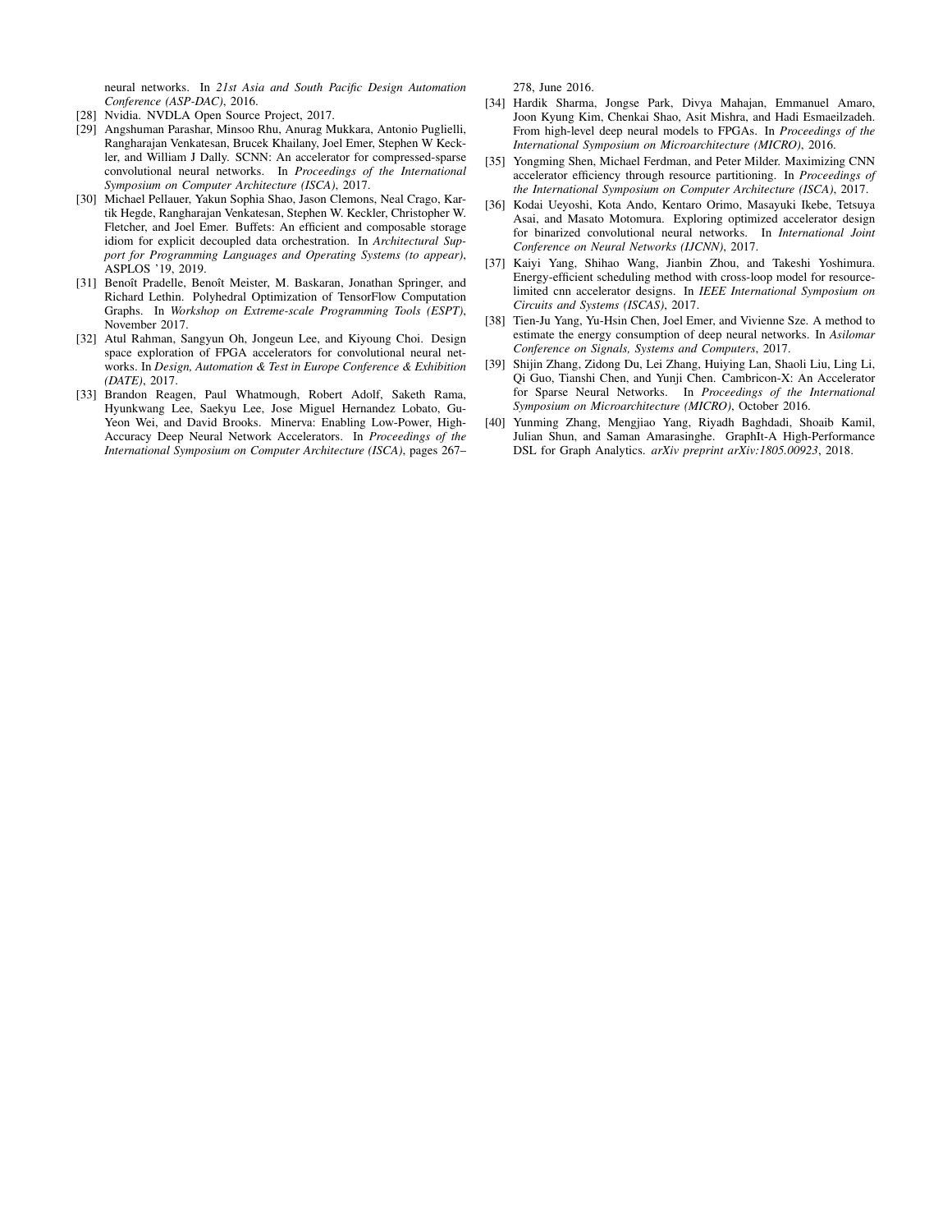neural networks. In *21st Asia and South Pacific Design Automation Conference (ASP-DAC)*, 2016.

[28] Nvidia. NVDLA Open Source Project, 2017.

[29] Angshuman Parashar, Minsoo Rhu, Anurag Mukkara, Antonio Puglielli, Rangharajan Venkatesan, Brucek Khailany, Joel Emer, Stephen W Keckler, and William J Dally. SCNN: An accelerator for compressed-sparse convolutional neural networks. In *Proceedings of the International Symposium on Computer Architecture (ISCA)*, 2017.

[30] Michael Pellauer, Yakun Sophia Shao, Jason Clemons, Neal Crago, Kartik Hegde, Rangharajan Venkatesan, Stephen W. Keckler, Christopher W. Fletcher, and Joel Emer. Buffets: An efficient and composable storage idiom for explicit decoupled data orchestration. In *Architectural Support for Programming Languages and Operating Systems (to appear)*, ASPLOS '19, 2019.

[31] Benoît Pradelle, Benoît Meister, M. Baskaran, Jonathan Springer, and Richard Lethin. Polyhedral Optimization of TensorFlow Computation Graphs. In *Workshop on Extreme-scale Programming Tools (ESPT)*, November 2017.

[32] Atul Rahman, Sangyun Oh, Jongeun Lee, and Kiyoung Choi. Design space exploration of FPGA accelerators for convolutional neural networks. In *Design, Automation & Test in Europe Conference & Exhibition (DATE)*, 2017.

[33] Brandon Reagen, Paul Whatmough, Robert Adolf, Saketh Rama, Hyunkwang Lee, Saekyu Lee, Jose Miguel Hernandez Lobato, Gu-Yeon Wei, and David Brooks. Minerva: Enabling Low-Power, High-Accuracy Deep Neural Network Accelerators. In *Proceedings of the International Symposium on Computer Architecture (ISCA)*, pages 267–278, June 2016.

[34] Hardik Sharma, Jongse Park, Divya Mahajan, Emmanuel Amaro, Joon Kyung Kim, Chenkai Shao, Asit Mishra, and Hadi Esmaeilzadeh. From high-level deep neural models to FPGAs. In *Proceedings of the International Symposium on Microarchitecture (MICRO)*, 2016.

[35] Yongming Shen, Michael Ferdman, and Peter Milder. Maximizing CNN accelerator efficiency through resource partitioning. In *Proceedings of the International Symposium on Computer Architecture (ISCA)*, 2017.

[36] Kodai Ueyoshi, Kota Ando, Kentaro Orimo, Masayuki Ikebe, Tetsuya Asai, and Masato Motomura. Exploring optimized accelerator design for binarized convolutional neural networks. In *International Joint Conference on Neural Networks (IJCNN)*, 2017.

[37] Kaiyi Yang, Shihao Wang, Jianbin Zhou, and Takeshi Yoshimura. Energy-efficient scheduling method with cross-loop model for resource-limited cnn accelerator designs. In *IEEE International Symposium on Circuits and Systems (ISCAS)*, 2017.

[38] Tien-Ju Yang, Yu-Hsin Chen, Joel Emer, and Vivienne Sze. A method to estimate the energy consumption of deep neural networks. In *Asilomar Conference on Signals, Systems and Computers*, 2017.

[39] Shijin Zhang, Zidong Du, Lei Zhang, Huiying Lan, Shaoli Liu, Ling Li, Qi Guo, Tianshi Chen, and Yunji Chen. Cambricon-X: An Accelerator for Sparse Neural Networks. In *Proceedings of the International Symposium on Microarchitecture (MICRO)*, October 2016.

[40] Yunming Zhang, Mengjiao Yang, Riyadh Baghdadi, Shoaib Kamil, Julian Shun, and Saman Amarasinghe. GraphIt-A High-Performance DSL for Graph Analytics. *arXiv preprint arXiv:1805.00923*, 2018.